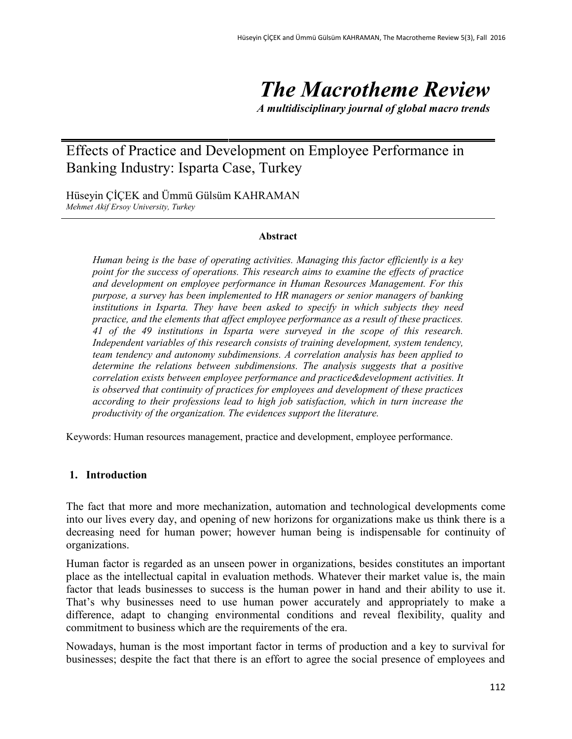# The Macrotheme Review

***A multidisciplinary journal of global macro trends***

## Effects of Practice and Development on Employee Performance in Banking Industry: Isparta Case, Turkey

Hüseyin ÇİÇEK and Ümmü Gülsüm KAHRAMAN
*Mehmet Akif Ersoy University, Turkey*

**Abstract**

*Human being is the base of operating activities. Managing this factor efficiently is a key point for the success of operations. This research aims to examine the effects of practice and development on employee performance in Human Resources Management. For this purpose, a survey has been implemented to HR managers or senior managers of banking institutions in Isparta. They have been asked to specify in which subjects they need practice, and the elements that affect employee performance as a result of these practices. 41 of the 49 institutions in Isparta were surveyed in the scope of this research. Independent variables of this research consists of training development, system tendency, team tendency and autonomy subdimensions. A correlation analysis has been applied to determine the relations between subdimensions. The analysis suggests that a positive correlation exists between employee performance and practice&development activities. It is observed that continuity of practices for employees and development of these practices according to their professions lead to high job satisfaction, which in turn increase the productivity of the organization. The evidences support the literature.*

Keywords: Human resources management, practice and development, employee performance.

### 1. Introduction

The fact that more and more mechanization, automation and technological developments come into our lives every day, and opening of new horizons for organizations make us think there is a decreasing need for human power; however human being is indispensable for continuity of organizations.

Human factor is regarded as an unseen power in organizations, besides constitutes an important place as the intellectual capital in evaluation methods. Whatever their market value is, the main factor that leads businesses to success is the human power in hand and their ability to use it. That's why businesses need to use human power accurately and appropriately to make a difference, adapt to changing environmental conditions and reveal flexibility, quality and commitment to business which are the requirements of the era.

Nowadays, human is the most important factor in terms of production and a key to survival for businesses; despite the fact that there is an effort to agree the social presence of employees and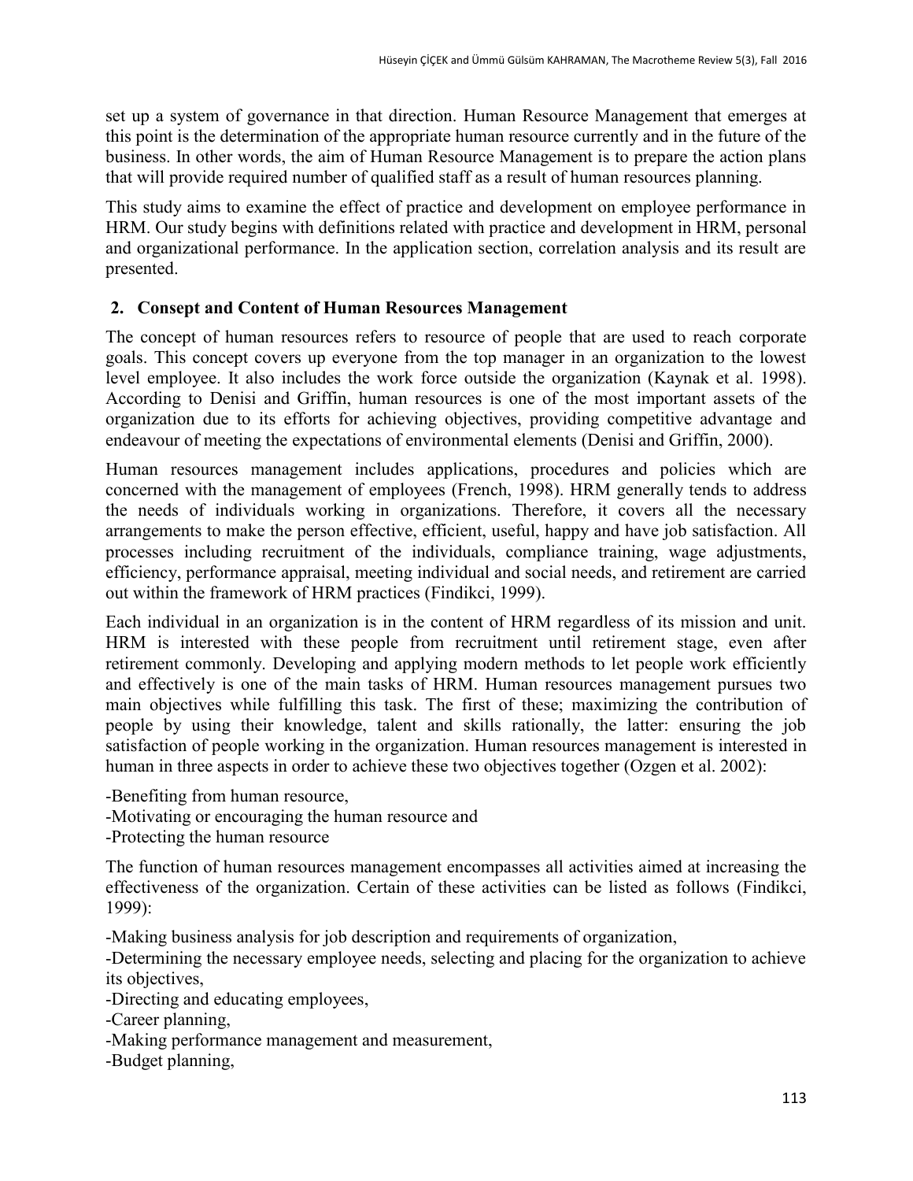set up a system of governance in that direction. Human Resource Management that emerges at this point is the determination of the appropriate human resource currently and in the future of the business. In other words, the aim of Human Resource Management is to prepare the action plans that will provide required number of qualified staff as a result of human resources planning.

This study aims to examine the effect of practice and development on employee performance in HRM. Our study begins with definitions related with practice and development in HRM, personal and organizational performance. In the application section, correlation analysis and its result are presented.

## 2. Consept and Content of Human Resources Management

The concept of human resources refers to resource of people that are used to reach corporate goals. This concept covers up everyone from the top manager in an organization to the lowest level employee. It also includes the work force outside the organization (Kaynak et al. 1998). According to Denisi and Griffin, human resources is one of the most important assets of the organization due to its efforts for achieving objectives, providing competitive advantage and endeavour of meeting the expectations of environmental elements (Denisi and Griffin, 2000).

Human resources management includes applications, procedures and policies which are concerned with the management of employees (French, 1998). HRM generally tends to address the needs of individuals working in organizations. Therefore, it covers all the necessary arrangements to make the person effective, efficient, useful, happy and have job satisfaction. All processes including recruitment of the individuals, compliance training, wage adjustments, efficiency, performance appraisal, meeting individual and social needs, and retirement are carried out within the framework of HRM practices (Findikci, 1999).

Each individual in an organization is in the content of HRM regardless of its mission and unit. HRM is interested with these people from recruitment until retirement stage, even after retirement commonly. Developing and applying modern methods to let people work efficiently and effectively is one of the main tasks of HRM. Human resources management pursues two main objectives while fulfilling this task. The first of these; maximizing the contribution of people by using their knowledge, talent and skills rationally, the latter: ensuring the job satisfaction of people working in the organization. Human resources management is interested in human in three aspects in order to achieve these two objectives together (Ozgen et al. 2002):

-Benefiting from human resource,
-Motivating or encouraging the human resource and
-Protecting the human resource

The function of human resources management encompasses all activities aimed at increasing the effectiveness of the organization. Certain of these activities can be listed as follows (Findikci, 1999):

-Making business analysis for job description and requirements of organization,
-Determining the necessary employee needs, selecting and placing for the organization to achieve its objectives,
-Directing and educating employees,
-Career planning,
-Making performance management and measurement,
-Budget planning,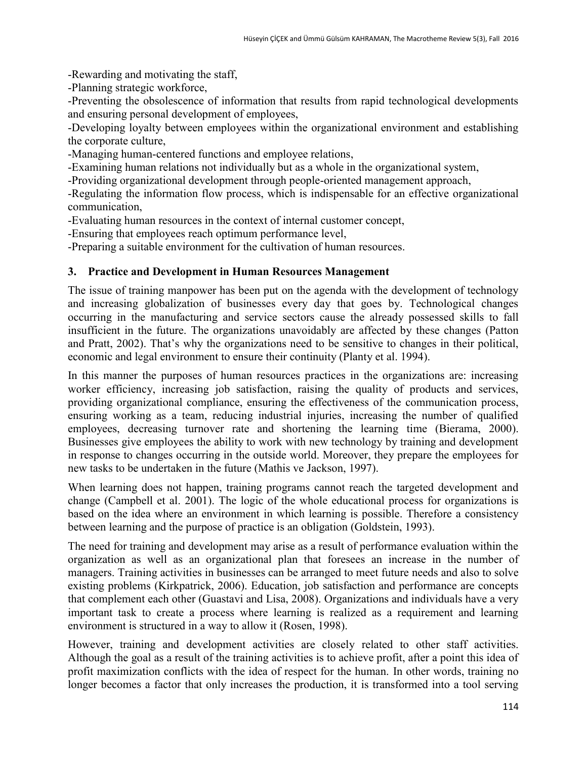-Rewarding and motivating the staff,

-Planning strategic workforce,

-Preventing the obsolescence of information that results from rapid technological developments and ensuring personal development of employees,

-Developing loyalty between employees within the organizational environment and establishing the corporate culture,

-Managing human-centered functions and employee relations,

-Examining human relations not individually but as a whole in the organizational system,

-Providing organizational development through people-oriented management approach,

-Regulating the information flow process, which is indispensable for an effective organizational communication,

-Evaluating human resources in the context of internal customer concept,

-Ensuring that employees reach optimum performance level,

-Preparing a suitable environment for the cultivation of human resources.

## 3. Practice and Development in Human Resources Management

The issue of training manpower has been put on the agenda with the development of technology and increasing globalization of businesses every day that goes by. Technological changes occurring in the manufacturing and service sectors cause the already possessed skills to fall insufficient in the future. The organizations unavoidably are affected by these changes (Patton and Pratt, 2002). That's why the organizations need to be sensitive to changes in their political, economic and legal environment to ensure their continuity (Planty et al. 1994).

In this manner the purposes of human resources practices in the organizations are: increasing worker efficiency, increasing job satisfaction, raising the quality of products and services, providing organizational compliance, ensuring the effectiveness of the communication process, ensuring working as a team, reducing industrial injuries, increasing the number of qualified employees, decreasing turnover rate and shortening the learning time (Bierama, 2000). Businesses give employees the ability to work with new technology by training and development in response to changes occurring in the outside world. Moreover, they prepare the employees for new tasks to be undertaken in the future (Mathis ve Jackson, 1997).

When learning does not happen, training programs cannot reach the targeted development and change (Campbell et al. 2001). The logic of the whole educational process for organizations is based on the idea where an environment in which learning is possible. Therefore a consistency between learning and the purpose of practice is an obligation (Goldstein, 1993).

The need for training and development may arise as a result of performance evaluation within the organization as well as an organizational plan that foresees an increase in the number of managers. Training activities in businesses can be arranged to meet future needs and also to solve existing problems (Kirkpatrick, 2006). Education, job satisfaction and performance are concepts that complement each other (Guastavi and Lisa, 2008). Organizations and individuals have a very important task to create a process where learning is realized as a requirement and learning environment is structured in a way to allow it (Rosen, 1998).

However, training and development activities are closely related to other staff activities. Although the goal as a result of the training activities is to achieve profit, after a point this idea of profit maximization conflicts with the idea of respect for the human. In other words, training no longer becomes a factor that only increases the production, it is transformed into a tool serving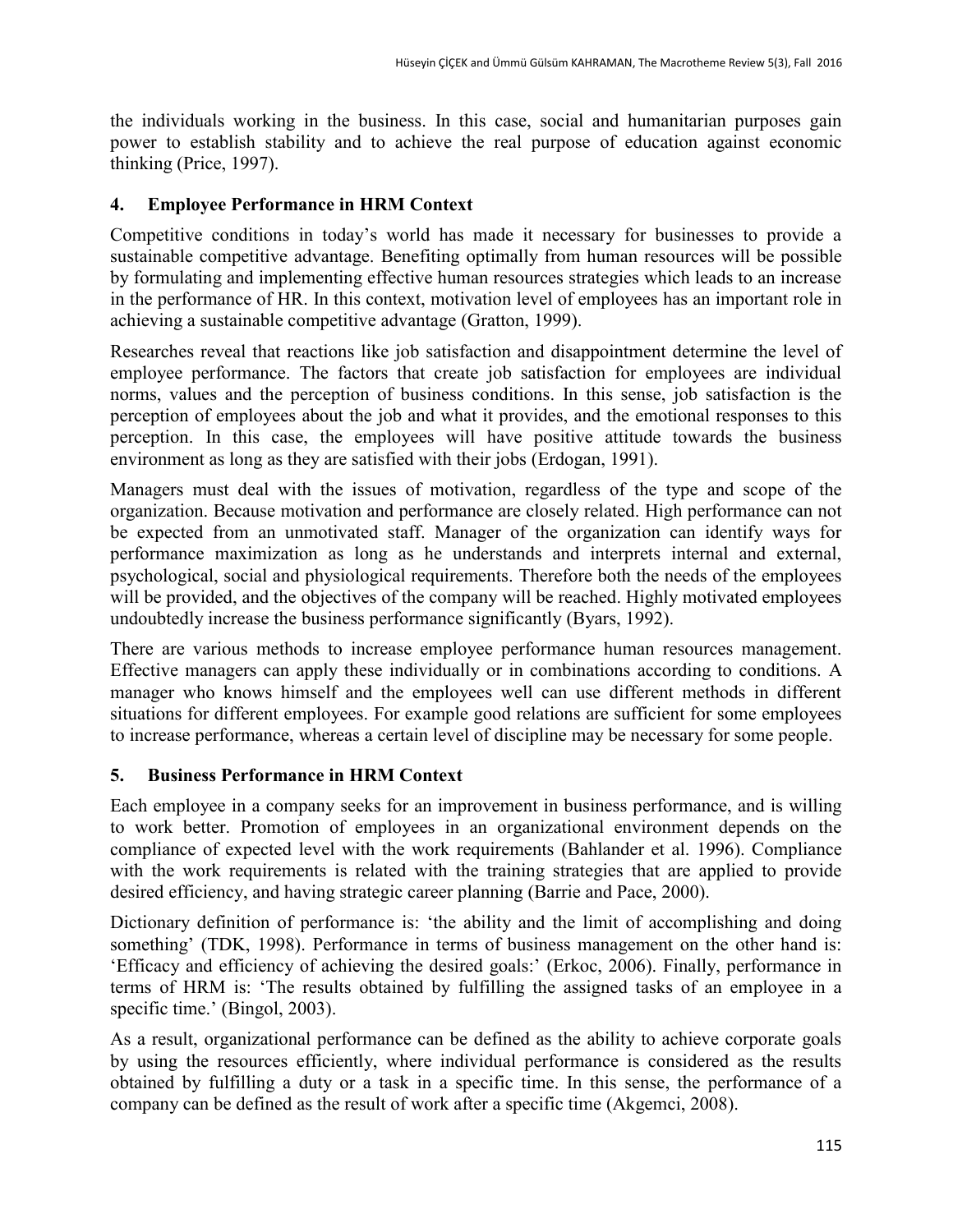the individuals working in the business. In this case, social and humanitarian purposes gain power to establish stability and to achieve the real purpose of education against economic thinking (Price, 1997).

## 4. Employee Performance in HRM Context

Competitive conditions in today's world has made it necessary for businesses to provide a sustainable competitive advantage. Benefiting optimally from human resources will be possible by formulating and implementing effective human resources strategies which leads to an increase in the performance of HR. In this context, motivation level of employees has an important role in achieving a sustainable competitive advantage (Gratton, 1999).

Researches reveal that reactions like job satisfaction and disappointment determine the level of employee performance. The factors that create job satisfaction for employees are individual norms, values and the perception of business conditions. In this sense, job satisfaction is the perception of employees about the job and what it provides, and the emotional responses to this perception. In this case, the employees will have positive attitude towards the business environment as long as they are satisfied with their jobs (Erdogan, 1991).

Managers must deal with the issues of motivation, regardless of the type and scope of the organization. Because motivation and performance are closely related. High performance can not be expected from an unmotivated staff. Manager of the organization can identify ways for performance maximization as long as he understands and interprets internal and external, psychological, social and physiological requirements. Therefore both the needs of the employees will be provided, and the objectives of the company will be reached. Highly motivated employees undoubtedly increase the business performance significantly (Byars, 1992).

There are various methods to increase employee performance human resources management. Effective managers can apply these individually or in combinations according to conditions. A manager who knows himself and the employees well can use different methods in different situations for different employees. For example good relations are sufficient for some employees to increase performance, whereas a certain level of discipline may be necessary for some people.

## 5. Business Performance in HRM Context

Each employee in a company seeks for an improvement in business performance, and is willing to work better. Promotion of employees in an organizational environment depends on the compliance of expected level with the work requirements (Bahlander et al. 1996). Compliance with the work requirements is related with the training strategies that are applied to provide desired efficiency, and having strategic career planning (Barrie and Pace, 2000).

Dictionary definition of performance is: 'the ability and the limit of accomplishing and doing something' (TDK, 1998). Performance in terms of business management on the other hand is: 'Efficacy and efficiency of achieving the desired goals:' (Erkoc, 2006). Finally, performance in terms of HRM is: 'The results obtained by fulfilling the assigned tasks of an employee in a specific time.' (Bingol, 2003).

As a result, organizational performance can be defined as the ability to achieve corporate goals by using the resources efficiently, where individual performance is considered as the results obtained by fulfilling a duty or a task in a specific time. In this sense, the performance of a company can be defined as the result of work after a specific time (Akgemci, 2008).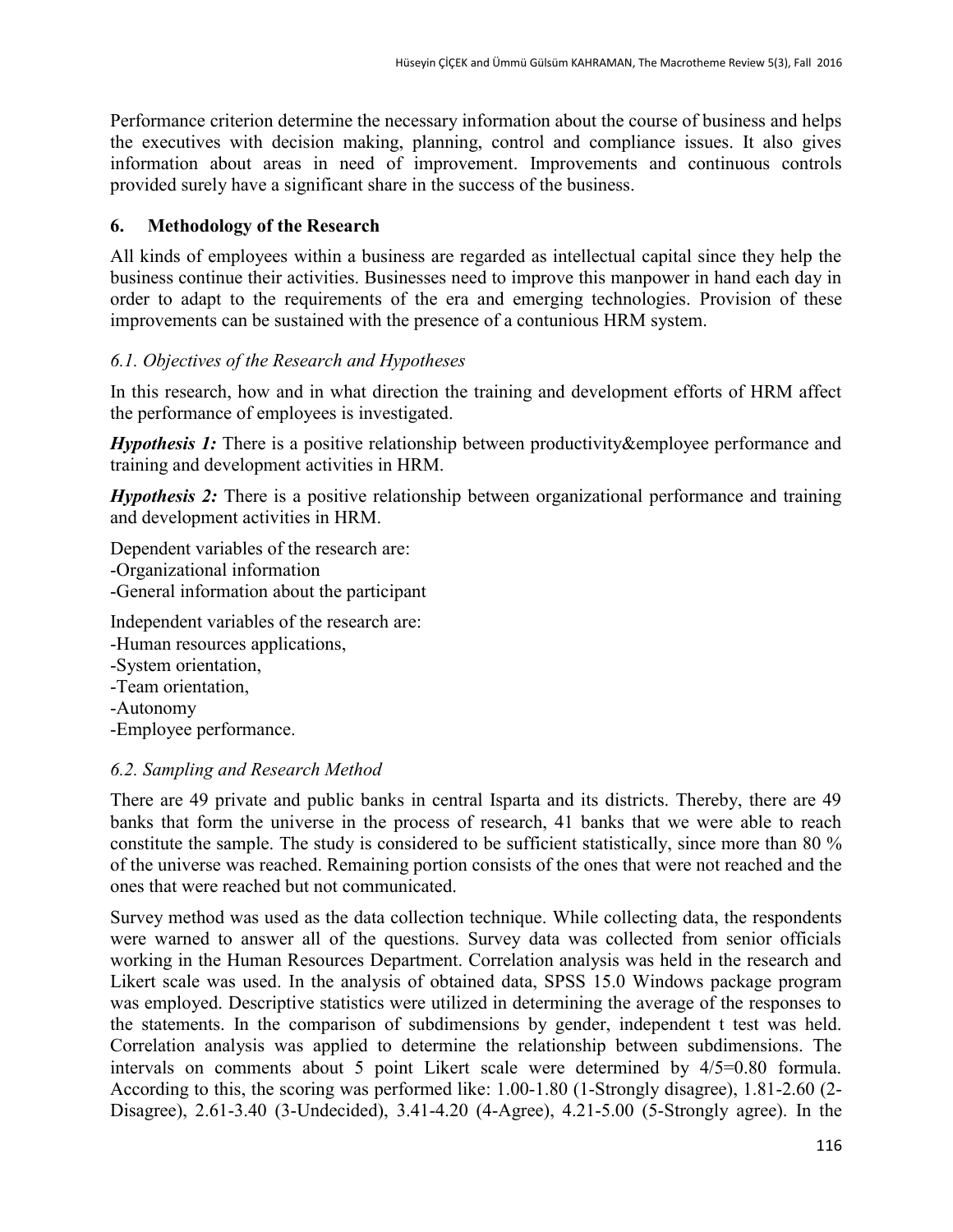Performance criterion determine the necessary information about the course of business and helps the executives with decision making, planning, control and compliance issues. It also gives information about areas in need of improvement. Improvements and continuous controls provided surely have a significant share in the success of the business.

## 6. Methodology of the Research

All kinds of employees within a business are regarded as intellectual capital since they help the business continue their activities. Businesses need to improve this manpower in hand each day in order to adapt to the requirements of the era and emerging technologies. Provision of these improvements can be sustained with the presence of a contunious HRM system.

### *6.1. Objectives of the Research and Hypotheses*

In this research, how and in what direction the training and development efforts of HRM affect the performance of employees is investigated.

***Hypothesis 1:*** There is a positive relationship between productivity&employee performance and training and development activities in HRM.

***Hypothesis 2:*** There is a positive relationship between organizational performance and training and development activities in HRM.

Dependent variables of the research are:
-Organizational information
-General information about the participant

Independent variables of the research are:
-Human resources applications,
-System orientation,
-Team orientation,
-Autonomy
-Employee performance.

### *6.2. Sampling and Research Method*

There are 49 private and public banks in central Isparta and its districts. Thereby, there are 49 banks that form the universe in the process of research, 41 banks that we were able to reach constitute the sample. The study is considered to be sufficient statistically, since more than 80 % of the universe was reached. Remaining portion consists of the ones that were not reached and the ones that were reached but not communicated.

Survey method was used as the data collection technique. While collecting data, the respondents were warned to answer all of the questions. Survey data was collected from senior officials working in the Human Resources Department. Correlation analysis was held in the research and Likert scale was used. In the analysis of obtained data, SPSS 15.0 Windows package program was employed. Descriptive statistics were utilized in determining the average of the responses to the statements. In the comparison of subdimensions by gender, independent t test was held. Correlation analysis was applied to determine the relationship between subdimensions. The intervals on comments about 5 point Likert scale were determined by 4/5=0.80 formula. According to this, the scoring was performed like: 1.00-1.80 (1-Strongly disagree), 1.81-2.60 (2-Disagree), 2.61-3.40 (3-Undecided), 3.41-4.20 (4-Agree), 4.21-5.00 (5-Strongly agree). In the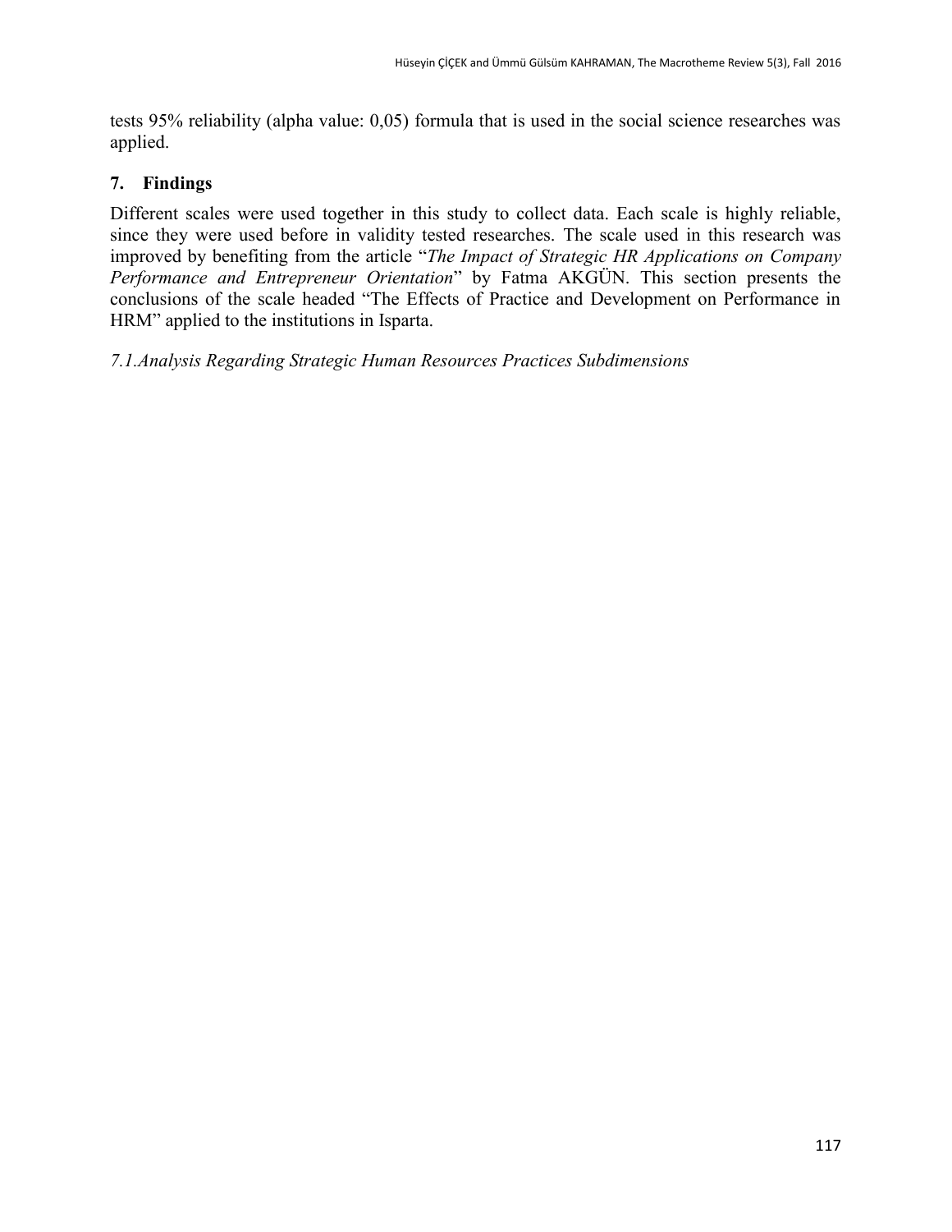tests 95% reliability (alpha value: 0,05) formula that is used in the social science researches was applied.

## 7. Findings

Different scales were used together in this study to collect data. Each scale is highly reliable, since they were used before in validity tested researches. The scale used in this research was improved by benefiting from the article "*The Impact of Strategic HR Applications on Company Performance and Entrepreneur Orientation*" by Fatma AKGÜN. This section presents the conclusions of the scale headed "The Effects of Practice and Development on Performance in HRM" applied to the institutions in Isparta.

*7.1.Analysis Regarding Strategic Human Resources Practices Subdimensions*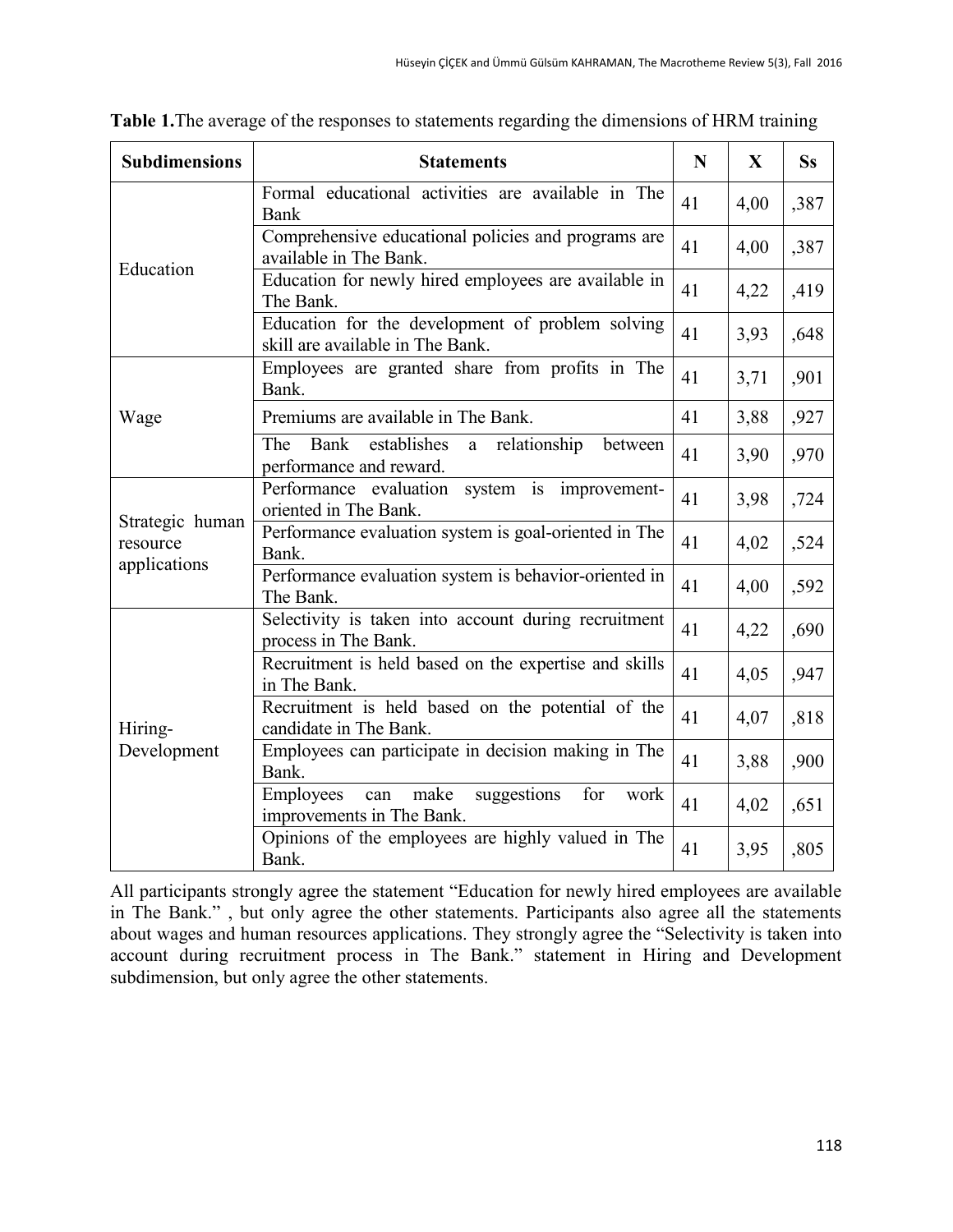**Table 1.** The average of the responses to statements regarding the dimensions of HRM training

| Subdimensions | Statements | N | X | Ss |
|---|---|---|---|---|
| Education | Formal educational activities are available in The Bank | 41 | 4,00 | ,387 |
| | Comprehensive educational policies and programs are available in The Bank. | 41 | 4,00 | ,387 |
| | Education for newly hired employees are available in The Bank. | 41 | 4,22 | ,419 |
| | Education for the development of problem solving skill are available in The Bank. | 41 | 3,93 | ,648 |
| Wage | Employees are granted share from profits in The Bank. | 41 | 3,71 | ,901 |
| | Premiums are available in The Bank. | 41 | 3,88 | ,927 |
| | The Bank establishes a relationship between performance and reward. | 41 | 3,90 | ,970 |
| Strategic human resource applications | Performance evaluation system is improvement-oriented in The Bank. | 41 | 3,98 | ,724 |
| | Performance evaluation system is goal-oriented in The Bank. | 41 | 4,02 | ,524 |
| | Performance evaluation system is behavior-oriented in The Bank. | 41 | 4,00 | ,592 |
| Hiring-Development | Selectivity is taken into account during recruitment process in The Bank. | 41 | 4,22 | ,690 |
| | Recruitment is held based on the expertise and skills in The Bank. | 41 | 4,05 | ,947 |
| | Recruitment is held based on the potential of the candidate in The Bank. | 41 | 4,07 | ,818 |
| | Employees can participate in decision making in The Bank. | 41 | 3,88 | ,900 |
| | Employees can make suggestions for work improvements in The Bank. | 41 | 4,02 | ,651 |
| | Opinions of the employees are highly valued in The Bank. | 41 | 3,95 | ,805 |

All participants strongly agree the statement "Education for newly hired employees are available in The Bank." , but only agree the other statements. Participants also agree all the statements about wages and human resources applications. They strongly agree the "Selectivity is taken into account during recruitment process in The Bank." statement in Hiring and Development subdimension, but only agree the other statements.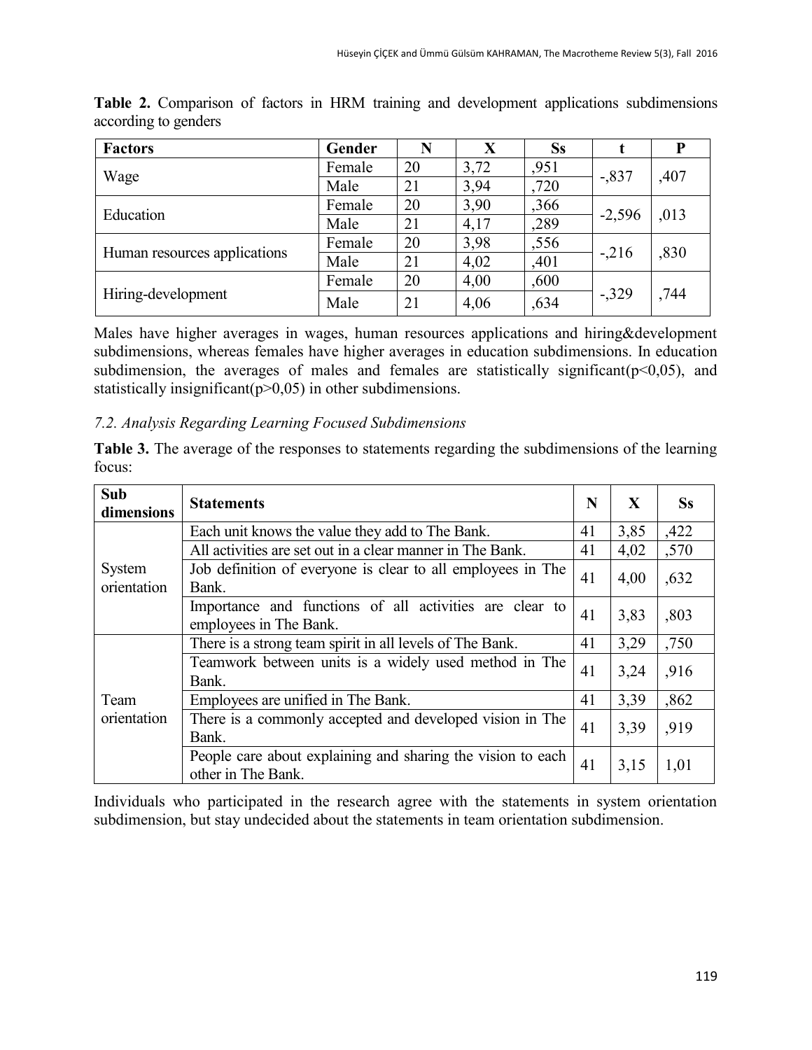**Table 2.** Comparison of factors in HRM training and development applications subdimensions according to genders

| Factors | Gender | N | X | Ss | t | P |
|---|---|---|---|---|---|---|
| Wage | Female | 20 | 3,72 | ,951 | -,837 | ,407 |
| | Male | 21 | 3,94 | ,720 | | |
| Education | Female | 20 | 3,90 | ,366 | -2,596 | ,013 |
| | Male | 21 | 4,17 | ,289 | | |
| Human resources applications | Female | 20 | 3,98 | ,556 | -,216 | ,830 |
| | Male | 21 | 4,02 | ,401 | | |
| Hiring-development | Female | 20 | 4,00 | ,600 | -,329 | ,744 |
| | Male | 21 | 4,06 | ,634 | | |

Males have higher averages in wages, human resources applications and hiring&development subdimensions, whereas females have higher averages in education subdimensions. In education subdimension, the averages of males and females are statistically significant($p<0,05$), and statistically insignificant($p>0,05$) in other subdimensions.

### *7.2. Analysis Regarding Learning Focused Subdimensions*

**Table 3.** The average of the responses to statements regarding the subdimensions of the learning focus:

| Sub dimensions | Statements | N | X | Ss |
|---|---|---|---|---|
| System orientation | Each unit knows the value they add to The Bank. | 41 | 3,85 | ,422 |
| | All activities are set out in a clear manner in The Bank. | 41 | 4,02 | ,570 |
| | Job definition of everyone is clear to all employees in The Bank. | 41 | 4,00 | ,632 |
| | Importance and functions of all activities are clear to employees in The Bank. | 41 | 3,83 | ,803 |
| Team orientation | There is a strong team spirit in all levels of The Bank. | 41 | 3,29 | ,750 |
| | Teamwork between units is a widely used method in The Bank. | 41 | 3,24 | ,916 |
| | Employees are unified in The Bank. | 41 | 3,39 | ,862 |
| | There is a commonly accepted and developed vision in The Bank. | 41 | 3,39 | ,919 |
| | People care about explaining and sharing the vision to each other in The Bank. | 41 | 3,15 | 1,01 |

Individuals who participated in the research agree with the statements in system orientation subdimension, but stay undecided about the statements in team orientation subdimension.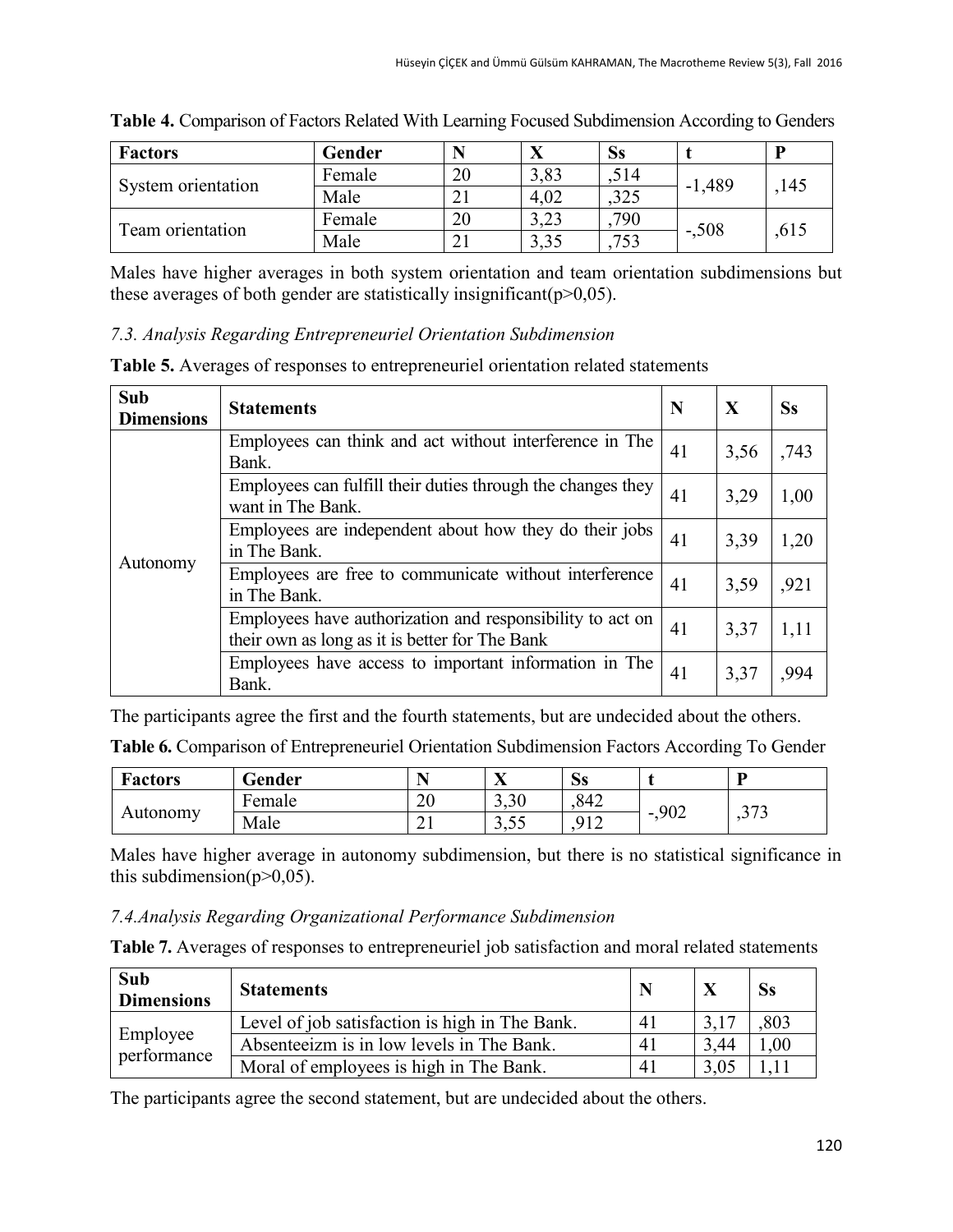**Table 4.** Comparison of Factors Related With Learning Focused Subdimension According to Genders

| Factors | Gender | N | X | Ss | t | P |
|---|---|---|---|---|---|---|
| System orientation | Female | 20 | 3,83 | ,514 | -1,489 | ,145 |
| | Male | 21 | 4,02 | ,325 | | |
| Team orientation | Female | 20 | 3,23 | ,790 | -,508 | ,615 |
| | Male | 21 | 3,35 | ,753 | | |

Males have higher averages in both system orientation and team orientation subdimensions but these averages of both gender are statistically insignificant($p>0,05$).

### *7.3. Analysis Regarding Entrepreneuriel Orientation Subdimension*

**Table 5.** Averages of responses to entrepreneuriel orientation related statements

| Sub Dimensions | Statements | N | X | Ss |
|---|---|---|---|---|
| Autonomy | Employees can think and act without interference in The Bank. | 41 | 3,56 | ,743 |
| | Employees can fulfill their duties through the changes they want in The Bank. | 41 | 3,29 | 1,00 |
| | Employees are independent about how they do their jobs in The Bank. | 41 | 3,39 | 1,20 |
| | Employees are free to communicate without interference in The Bank. | 41 | 3,59 | ,921 |
| | Employees have authorization and responsibility to act on their own as long as it is better for The Bank | 41 | 3,37 | 1,11 |
| | Employees have access to important information in The Bank. | 41 | 3,37 | ,994 |

The participants agree the first and the fourth statements, but are undecided about the others.

**Table 6.** Comparison of Entrepreneuriel Orientation Subdimension Factors According To Gender

| Factors | Gender | N | X | Ss | t | P |
|---|---|---|---|---|---|---|
| Autonomy | Female | 20 | 3,30 | ,842 | -,902 | ,373 |
| | Male | 21 | 3,55 | ,912 | | |

Males have higher average in autonomy subdimension, but there is no statistical significance in this subdimension($p>0,05$).

### *7.4.Analysis Regarding Organizational Performance Subdimension*

**Table 7.** Averages of responses to entrepreneuriel job satisfaction and moral related statements

| Sub Dimensions | Statements | N | X | Ss |
|---|---|---|---|---|
| Employee performance | Level of job satisfaction is high in The Bank. | 41 | 3,17 | ,803 |
| | Absenteeizm is in low levels in The Bank. | 41 | 3,44 | 1,00 |
| | Moral of employees is high in The Bank. | 41 | 3,05 | 1,11 |

The participants agree the second statement, but are undecided about the others.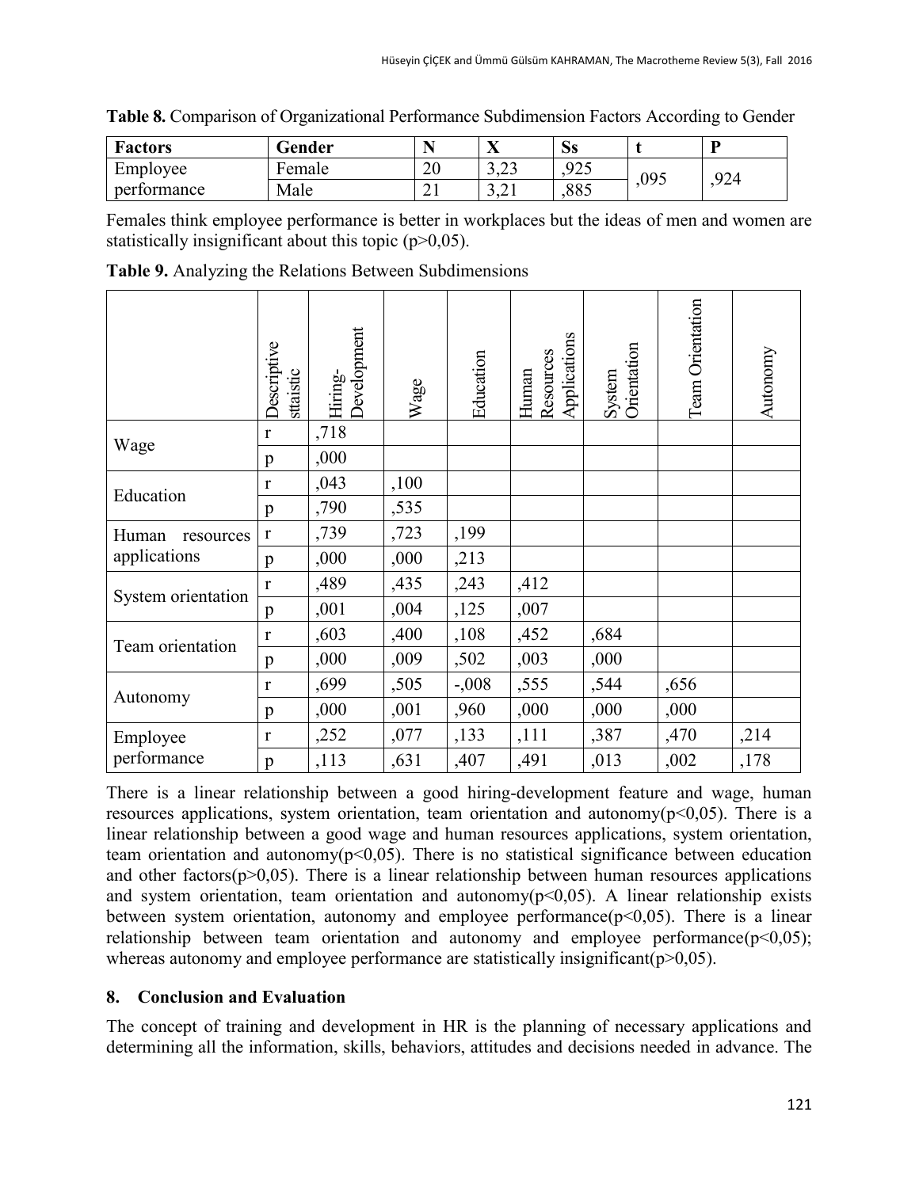**Table 8.** Comparison of Organizational Performance Subdimension Factors According to Gender

| Factors | Gender | N | X | Ss | t | P |
|---|---|---|---|---|---|---|
| Employee performance | Female | 20 | 3,23 | ,925 | ,095 | ,924 |
| | Male | 21 | 3,21 | ,885 | | |

Females think employee performance is better in workplaces but the ideas of men and women are statistically insignificant about this topic (p>0,05).

**Table 9.** Analyzing the Relations Between Subdimensions

| | Descriptive sttaistic | Hiring-Development | Wage | Education | Human Resources Applications | System Orientation | Team Orientation | Autonomy |
|---|---|---|---|---|---|---|---|---|
| Wage | r | ,718 | | | | | | |
| | p | ,000 | | | | | | |
| Education | r | ,043 | ,100 | | | | | |
| | p | ,790 | ,535 | | | | | |
| Human resources applications | r | ,739 | ,723 | ,199 | | | | |
| | p | ,000 | ,000 | ,213 | | | | |
| System orientation | r | ,489 | ,435 | ,243 | ,412 | | | |
| | p | ,001 | ,004 | ,125 | ,007 | | | |
| Team orientation | r | ,603 | ,400 | ,108 | ,452 | ,684 | | |
| | p | ,000 | ,009 | ,502 | ,003 | ,000 | | |
| Autonomy | r | ,699 | ,505 | -,008 | ,555 | ,544 | ,656 | |
| | p | ,000 | ,001 | ,960 | ,000 | ,000 | ,000 | |
| Employee performance | r | ,252 | ,077 | ,133 | ,111 | ,387 | ,470 | ,214 |
| | p | ,113 | ,631 | ,407 | ,491 | ,013 | ,002 | ,178 |

There is a linear relationship between a good hiring-development feature and wage, human resources applications, system orientation, team orientation and autonomy(p<0,05). There is a linear relationship between a good wage and human resources applications, system orientation, team orientation and autonomy(p<0,05). There is no statistical significance between education and other factors(p>0,05). There is a linear relationship between human resources applications and system orientation, team orientation and autonomy(p<0,05). A linear relationship exists between system orientation, autonomy and employee performance(p<0,05). There is a linear relationship between team orientation and autonomy and employee performance(p<0,05); whereas autonomy and employee performance are statistically insignificant(p>0,05).

## 8. Conclusion and Evaluation

The concept of training and development in HR is the planning of necessary applications and determining all the information, skills, behaviors, attitudes and decisions needed in advance. The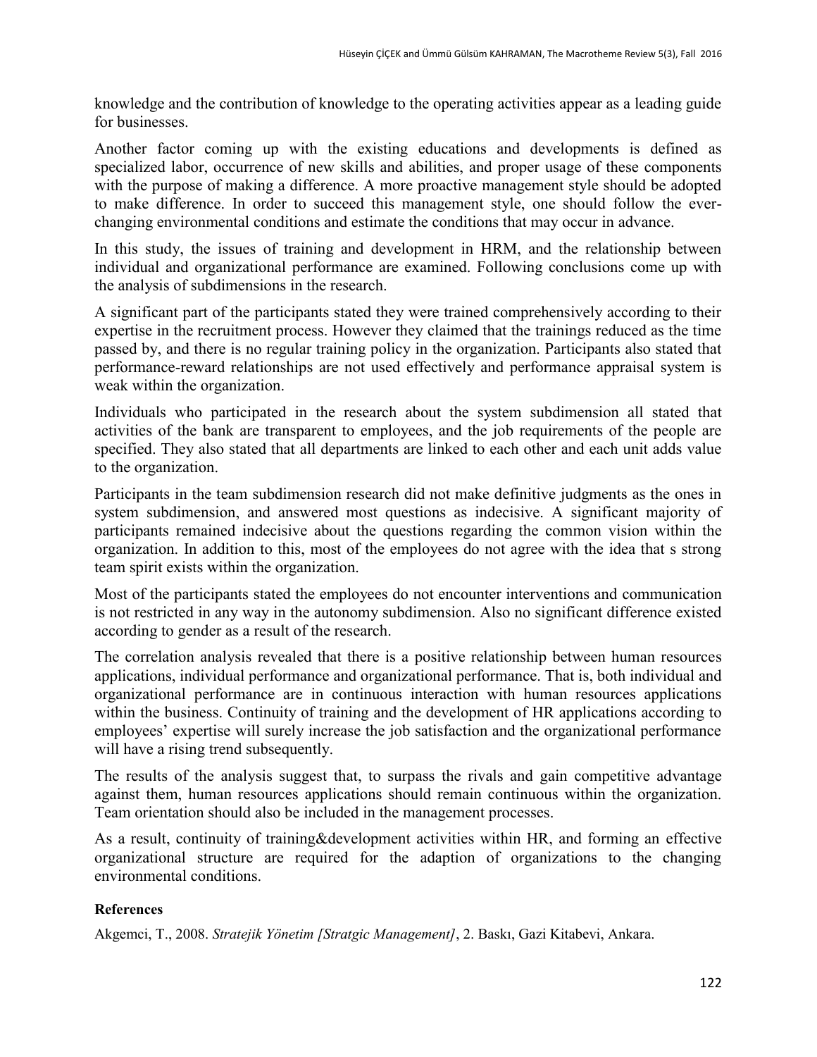knowledge and the contribution of knowledge to the operating activities appear as a leading guide for businesses.

Another factor coming up with the existing educations and developments is defined as specialized labor, occurrence of new skills and abilities, and proper usage of these components with the purpose of making a difference. A more proactive management style should be adopted to make difference. In order to succeed this management style, one should follow the ever-changing environmental conditions and estimate the conditions that may occur in advance.

In this study, the issues of training and development in HRM, and the relationship between individual and organizational performance are examined. Following conclusions come up with the analysis of subdimensions in the research.

A significant part of the participants stated they were trained comprehensively according to their expertise in the recruitment process. However they claimed that the trainings reduced as the time passed by, and there is no regular training policy in the organization. Participants also stated that performance-reward relationships are not used effectively and performance appraisal system is weak within the organization.

Individuals who participated in the research about the system subdimension all stated that activities of the bank are transparent to employees, and the job requirements of the people are specified. They also stated that all departments are linked to each other and each unit adds value to the organization.

Participants in the team subdimension research did not make definitive judgments as the ones in system subdimension, and answered most questions as indecisive. A significant majority of participants remained indecisive about the questions regarding the common vision within the organization. In addition to this, most of the employees do not agree with the idea that s strong team spirit exists within the organization.

Most of the participants stated the employees do not encounter interventions and communication is not restricted in any way in the autonomy subdimension. Also no significant difference existed according to gender as a result of the research.

The correlation analysis revealed that there is a positive relationship between human resources applications, individual performance and organizational performance. That is, both individual and organizational performance are in continuous interaction with human resources applications within the business. Continuity of training and the development of HR applications according to employees' expertise will surely increase the job satisfaction and the organizational performance will have a rising trend subsequently.

The results of the analysis suggest that, to surpass the rivals and gain competitive advantage against them, human resources applications should remain continuous within the organization. Team orientation should also be included in the management processes.

As a result, continuity of training&development activities within HR, and forming an effective organizational structure are required for the adaption of organizations to the changing environmental conditions.

**References**

Akgemci, T., 2008. *Stratejik Yönetim [Stratgic Management]*, 2. Baskı, Gazi Kitabevi, Ankara.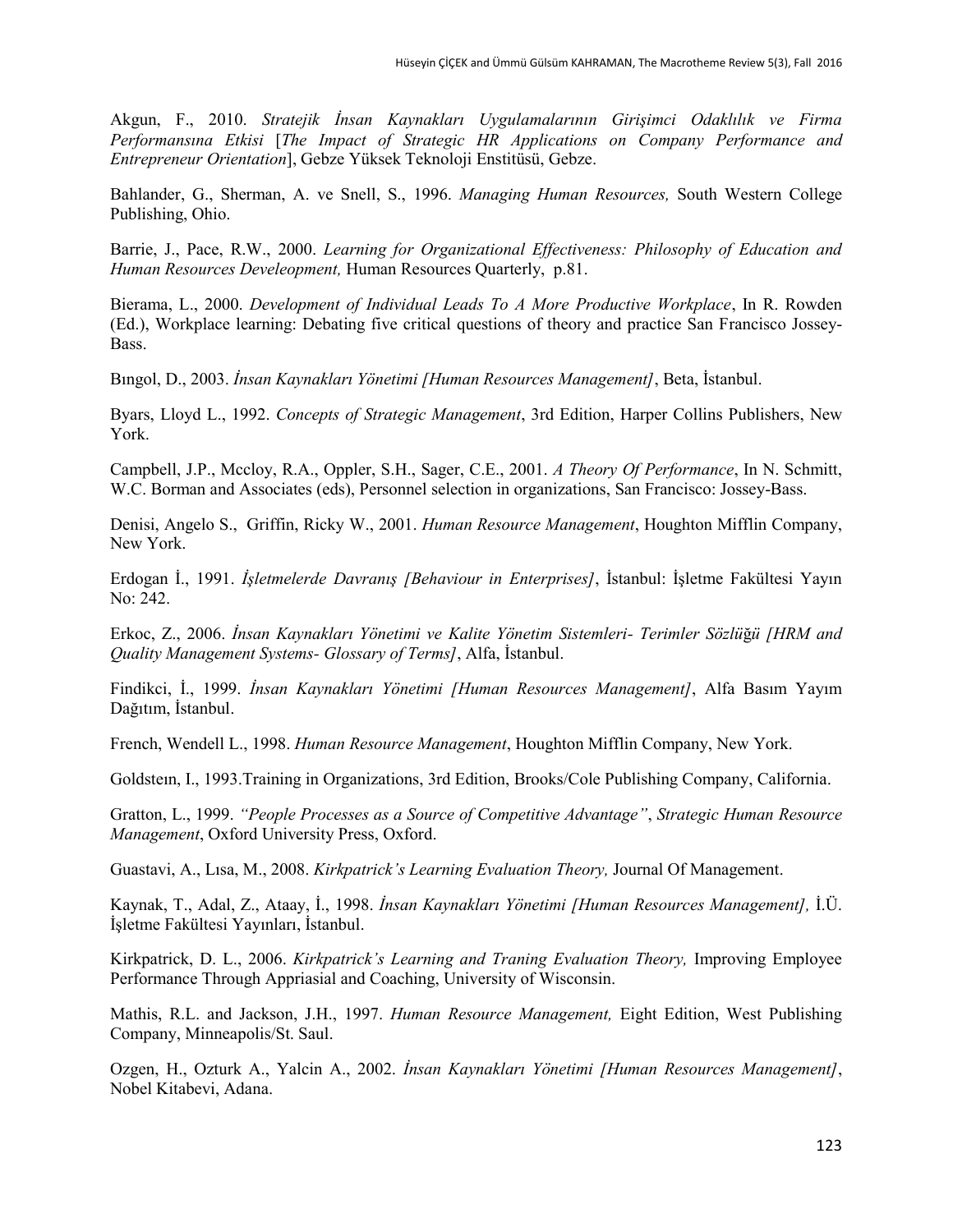Akgun, F., 2010. *Stratejik İnsan Kaynakları Uygulamalarının Girişimci Odaklılık ve Firma Performansına Etkisi* [*The Impact of Strategic HR Applications on Company Performance and Entrepreneur Orientation*], Gebze Yüksek Teknoloji Enstitüsü, Gebze.

Bahlander, G., Sherman, A. ve Snell, S., 1996. *Managing Human Resources,* South Western College Publishing, Ohio.

Barrie, J., Pace, R.W., 2000. *Learning for Organizational Effectiveness: Philosophy of Education and Human Resources Develeopment,* Human Resources Quarterly, p.81.

Bierama, L., 2000. *Development of Individual Leads To A More Productive Workplace*, In R. Rowden (Ed.), Workplace learning: Debating five critical questions of theory and practice San Francisco Jossey-Bass.

Bıngol, D., 2003. *İnsan Kaynakları Yönetimi [Human Resources Management]*, Beta, İstanbul.

Byars, Lloyd L., 1992. *Concepts of Strategic Management*, 3rd Edition, Harper Collins Publishers, New York.

Campbell, J.P., Mccloy, R.A., Oppler, S.H., Sager, C.E., 2001. *A Theory Of Performance*, In N. Schmitt, W.C. Borman and Associates (eds), Personnel selection in organizations, San Francisco: Jossey-Bass.

Denisi, Angelo S., Griffin, Ricky W., 2001. *Human Resource Management*, Houghton Mifflin Company, New York.

Erdogan İ., 1991. *İşletmelerde Davranış [Behaviour in Enterprises]*, İstanbul: İşletme Fakültesi Yayın No: 242.

Erkoc, Z., 2006. *İnsan Kaynakları Yönetimi ve Kalite Yönetim Sistemleri- Terimler Sözlüğü [HRM and Quality Management Systems- Glossary of Terms]*, Alfa, İstanbul.

Findikci, İ., 1999. *İnsan Kaynakları Yönetimi [Human Resources Management]*, Alfa Basım Yayım Dağıtım, İstanbul.

French, Wendell L., 1998. *Human Resource Management*, Houghton Mifflin Company, New York.

Goldsteın, I., 1993.Training in Organizations, 3rd Edition, Brooks/Cole Publishing Company, California.

Gratton, L., 1999. *"People Processes as a Source of Competitive Advantage"*, *Strategic Human Resource Management*, Oxford University Press, Oxford.

Guastavi, A., Lısa, M., 2008. *Kirkpatrick's Learning Evaluation Theory,* Journal Of Management.

Kaynak, T., Adal, Z., Ataay, İ., 1998. *İnsan Kaynakları Yönetimi [Human Resources Management],* İ.Ü. İşletme Fakültesi Yayınları, İstanbul.

Kirkpatrick, D. L., 2006. *Kirkpatrick's Learning and Traning Evaluation Theory,* Improving Employee Performance Through Appriasial and Coaching, University of Wisconsin.

Mathis, R.L. and Jackson, J.H., 1997. *Human Resource Management,* Eight Edition, West Publishing Company, Minneapolis/St. Saul.

Ozgen, H., Ozturk A., Yalcin A., 2002. *İnsan Kaynakları Yönetimi [Human Resources Management]*, Nobel Kitabevi, Adana.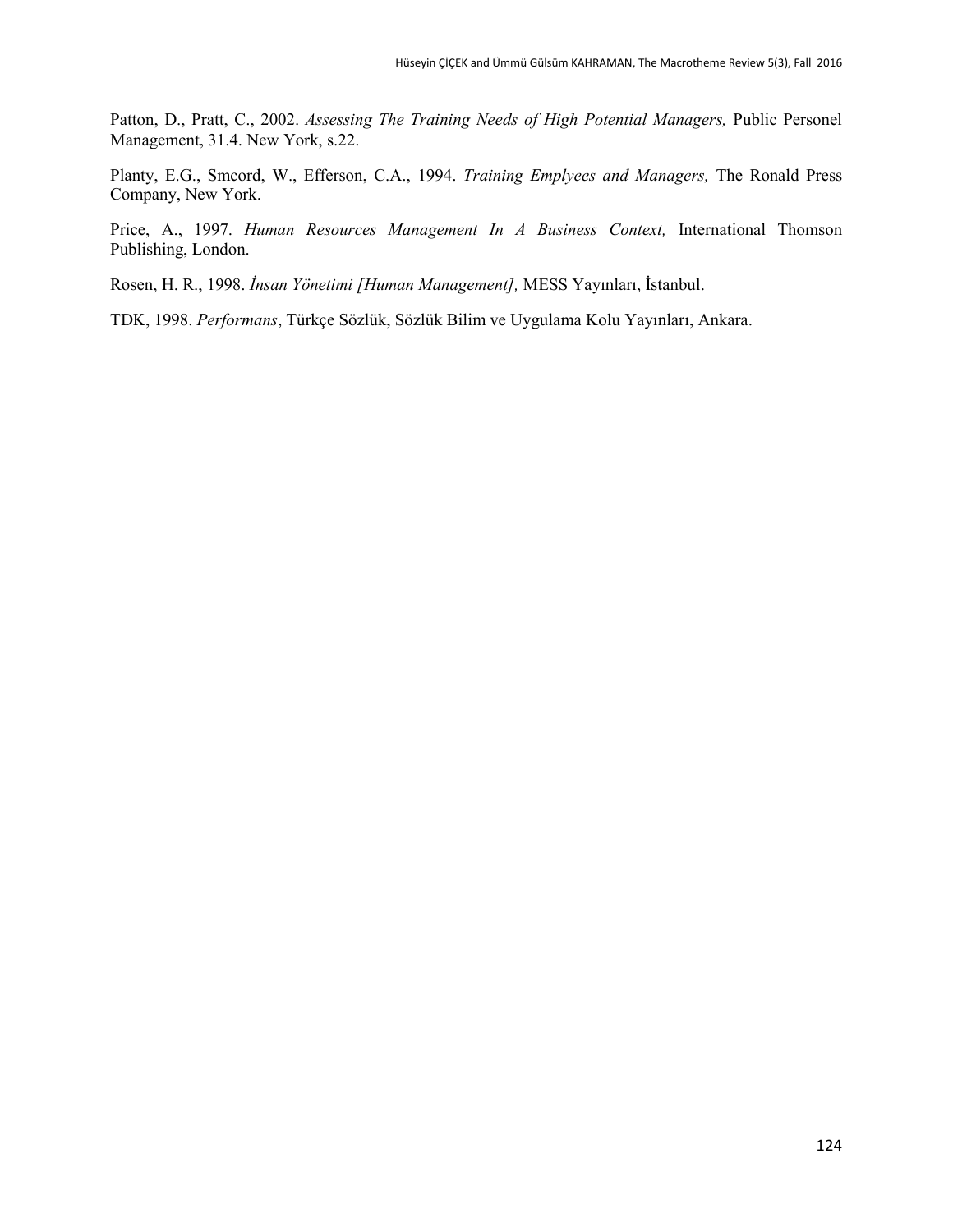Patton, D., Pratt, C., 2002. *Assessing The Training Needs of High Potential Managers,* Public Personel Management, 31.4. New York, s.22.

Planty, E.G., Smcord, W., Efferson, C.A., 1994. *Training Emplyees and Managers,* The Ronald Press Company, New York.

Price, A., 1997. *Human Resources Management In A Business Context,* International Thomson Publishing, London.

Rosen, H. R., 1998. *İnsan Yönetimi [Human Management],* MESS Yayınları, İstanbul.

TDK, 1998. *Performans*, Türkçe Sözlük, Sözlük Bilim ve Uygulama Kolu Yayınları, Ankara.